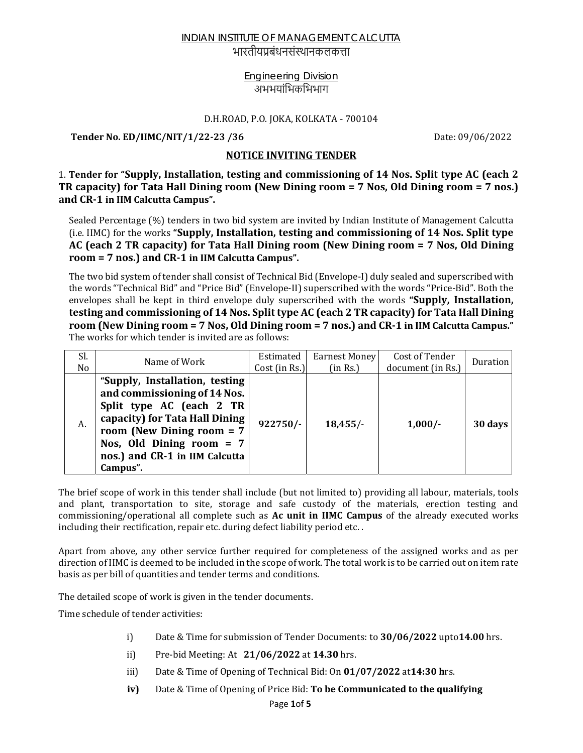# INDIAN INSTITUTE OF MANAGEMENT CALCUTTA

भारतीयप्रबंधनसंस्थानकलकत्ता

## Engineering Division

अभभयांभिकभिभाग

D.H.ROAD, P.O. JOKA, KOLKATA - 700104

**Tender No. ED/IIMC/NIT/1/22-23 /36** Date: 09/06/2022

## NOTICE INVITING TENDER

1. **Tender for "Supply, Installation, testing and commissioning of 14 Nos. Split type AC (each 2 TR capacity) for Tata Hall Dining room (New Dining room = 7 Nos, Old Dining room = 7 nos.) and CR-1 in IIM Calcutta Campus".**

Sealed Percentage (%) tenders in two bid system are invited by Indian Institute of Management Calcutta (i.e. IIMC) for the works **"Supply, Installation, testing and commissioning of 14 Nos. Split type AC (each 2 TR capacity) for Tata Hall Dining room (New Dining room = 7 Nos, Old Dining room = 7 nos.) and CR-1 in IIM Calcutta Campus".**

The two bid system of tender shall consist of Technical Bid (Envelope-I) duly sealed and superscribed with the words "Technical Bid" and "Price Bid" (Envelope-II) superscribed with the words "Price-Bid". Both the envelopes shall be kept in third envelope duly superscribed with the words **"Supply, Installation, testing and commissioning of 14 Nos. Split type AC (each 2 TR capacity) for Tata Hall Dining room (New Dining room = 7 Nos, Old Dining room = 7 nos.) and CR-1 in IIM Calcutta Campus."** The works for which tender is invited are as follows:

| Sl. No | Name of Work | Estimated Cost (in Rs.) | Earnest Money (in Rs.) | Cost of Tender document (in Rs.) | Duration |
|---|---|---|---|---|---|
| A. | **"Supply, Installation, testing and commissioning of 14 Nos. Split type AC (each 2 TR capacity) for Tata Hall Dining room (New Dining room = 7 Nos, Old Dining room = 7 nos.) and CR-1 in IIM Calcutta Campus".** | **922750/-** | **18,455/-** | **1,000/-** | **30 days** |

The brief scope of work in this tender shall include (but not limited to) providing all labour, materials, tools and plant, transportation to site, storage and safe custody of the materials, erection testing and commissioning/operational all complete such as **Ac unit in IIMC Campus** of the already executed works including their rectification, repair etc. during defect liability period etc. .

Apart from above, any other service further required for completeness of the assigned works and as per direction of IIMC is deemed to be included in the scope of work. The total work is to be carried out on item rate basis as per bill of quantities and tender terms and conditions.

The detailed scope of work is given in the tender documents.

Time schedule of tender activities:

i) Date & Time for submission of Tender Documents: to **30/06/2022** upto**14.00** hrs.

ii) Pre-bid Meeting: At **21/06/2022** at **14.30** hrs.

iii) Date & Time of Opening of Technical Bid: On **01/07/2022** at**14:30 h**rs.

**iv)** Date & Time of Opening of Price Bid: **To be Communicated to the qualifying**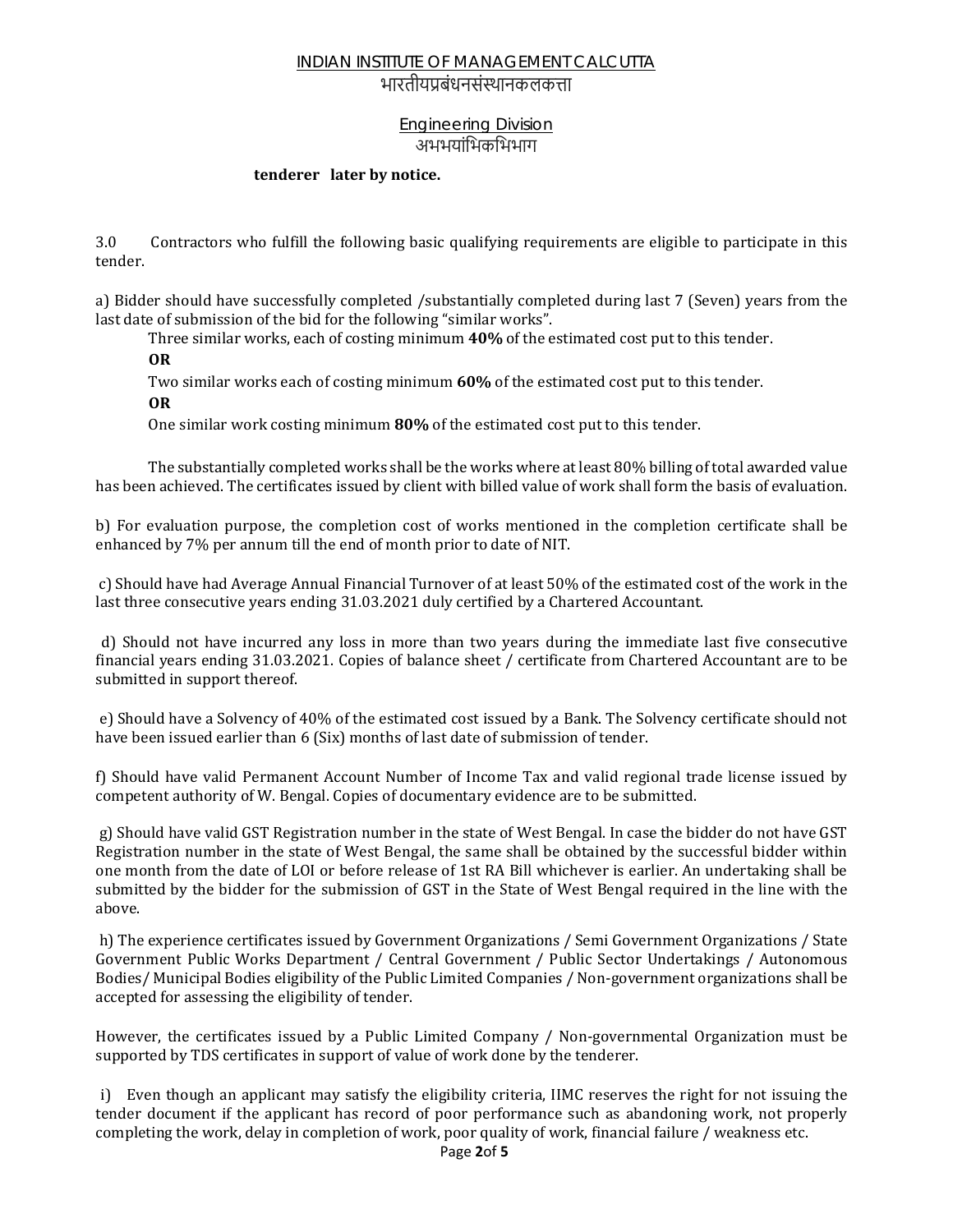INDIAN INSTITUTE OF MANAGEMENT CALCUTTA
भारतीयप्रबंधनसंस्थानकलकत्ता

Engineering Division
अभभयांभिकभिभाग

**tenderer later by notice.**

3.0 Contractors who fulfill the following basic qualifying requirements are eligible to participate in this tender.

a) Bidder should have successfully completed /substantially completed during last 7 (Seven) years from the last date of submission of the bid for the following "similar works".

Three similar works, each of costing minimum **40%** of the estimated cost put to this tender.

**OR**

Two similar works each of costing minimum **60%** of the estimated cost put to this tender.

**OR**

One similar work costing minimum **80%** of the estimated cost put to this tender.

The substantially completed works shall be the works where at least 80% billing of total awarded value has been achieved. The certificates issued by client with billed value of work shall form the basis of evaluation.

b) For evaluation purpose, the completion cost of works mentioned in the completion certificate shall be enhanced by 7% per annum till the end of month prior to date of NIT.

c) Should have had Average Annual Financial Turnover of at least 50% of the estimated cost of the work in the last three consecutive years ending 31.03.2021 duly certified by a Chartered Accountant.

d) Should not have incurred any loss in more than two years during the immediate last five consecutive financial years ending 31.03.2021. Copies of balance sheet / certificate from Chartered Accountant are to be submitted in support thereof.

e) Should have a Solvency of 40% of the estimated cost issued by a Bank. The Solvency certificate should not have been issued earlier than 6 (Six) months of last date of submission of tender.

f) Should have valid Permanent Account Number of Income Tax and valid regional trade license issued by competent authority of W. Bengal. Copies of documentary evidence are to be submitted.

g) Should have valid GST Registration number in the state of West Bengal. In case the bidder do not have GST Registration number in the state of West Bengal, the same shall be obtained by the successful bidder within one month from the date of LOI or before release of 1st RA Bill whichever is earlier. An undertaking shall be submitted by the bidder for the submission of GST in the State of West Bengal required in the line with the above.

h) The experience certificates issued by Government Organizations / Semi Government Organizations / State Government Public Works Department / Central Government / Public Sector Undertakings / Autonomous Bodies/ Municipal Bodies eligibility of the Public Limited Companies / Non-government organizations shall be accepted for assessing the eligibility of tender.

However, the certificates issued by a Public Limited Company / Non-governmental Organization must be supported by TDS certificates in support of value of work done by the tenderer.

i) Even though an applicant may satisfy the eligibility criteria, IIMC reserves the right for not issuing the tender document if the applicant has record of poor performance such as abandoning work, not properly completing the work, delay in completion of work, poor quality of work, financial failure / weakness etc.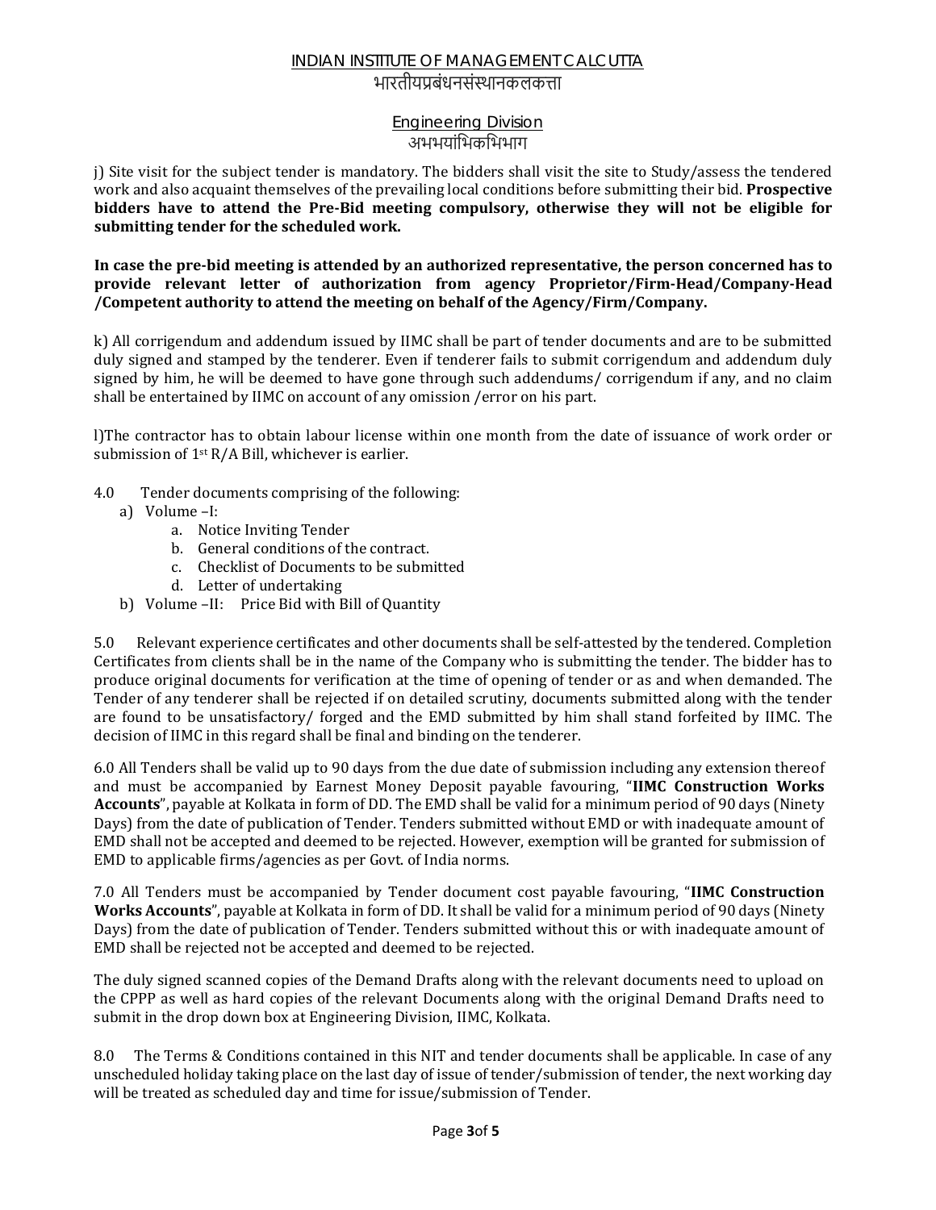j) Site visit for the subject tender is mandatory. The bidders shall visit the site to Study/assess the tendered work and also acquaint themselves of the prevailing local conditions before submitting their bid. **Prospective bidders have to attend the Pre-Bid meeting compulsory, otherwise they will not be eligible for submitting tender for the scheduled work.**

**In case the pre-bid meeting is attended by an authorized representative, the person concerned has to provide relevant letter of authorization from agency Proprietor/Firm-Head/Company-Head /Competent authority to attend the meeting on behalf of the Agency/Firm/Company.**

k) All corrigendum and addendum issued by IIMC shall be part of tender documents and are to be submitted duly signed and stamped by the tenderer. Even if tenderer fails to submit corrigendum and addendum duly signed by him, he will be deemed to have gone through such addendums/ corrigendum if any, and no claim shall be entertained by IIMC on account of any omission /error on his part.

l)The contractor has to obtain labour license within one month from the date of issuance of work order or submission of 1st R/A Bill, whichever is earlier.

4.0 Tender documents comprising of the following:

a) Volume –I:
   a. Notice Inviting Tender
   b. General conditions of the contract.
   c. Checklist of Documents to be submitted
   d. Letter of undertaking
b) Volume –II: Price Bid with Bill of Quantity

5.0 Relevant experience certificates and other documents shall be self-attested by the tendered. Completion Certificates from clients shall be in the name of the Company who is submitting the tender. The bidder has to produce original documents for verification at the time of opening of tender or as and when demanded. The Tender of any tenderer shall be rejected if on detailed scrutiny, documents submitted along with the tender are found to be unsatisfactory/ forged and the EMD submitted by him shall stand forfeited by IIMC. The decision of IIMC in this regard shall be final and binding on the tenderer.

6.0 All Tenders shall be valid up to 90 days from the due date of submission including any extension thereof and must be accompanied by Earnest Money Deposit payable favouring, "**IIMC Construction Works Accounts**", payable at Kolkata in form of DD. The EMD shall be valid for a minimum period of 90 days (Ninety Days) from the date of publication of Tender. Tenders submitted without EMD or with inadequate amount of EMD shall not be accepted and deemed to be rejected. However, exemption will be granted for submission of EMD to applicable firms/agencies as per Govt. of India norms.

7.0 All Tenders must be accompanied by Tender document cost payable favouring, "**IIMC Construction Works Accounts**", payable at Kolkata in form of DD. It shall be valid for a minimum period of 90 days (Ninety Days) from the date of publication of Tender. Tenders submitted without this or with inadequate amount of EMD shall be rejected not be accepted and deemed to be rejected.

The duly signed scanned copies of the Demand Drafts along with the relevant documents need to upload on the CPPP as well as hard copies of the relevant Documents along with the original Demand Drafts need to submit in the drop down box at Engineering Division, IIMC, Kolkata.

8.0 The Terms & Conditions contained in this NIT and tender documents shall be applicable. In case of any unscheduled holiday taking place on the last day of issue of tender/submission of tender, the next working day will be treated as scheduled day and time for issue/submission of Tender.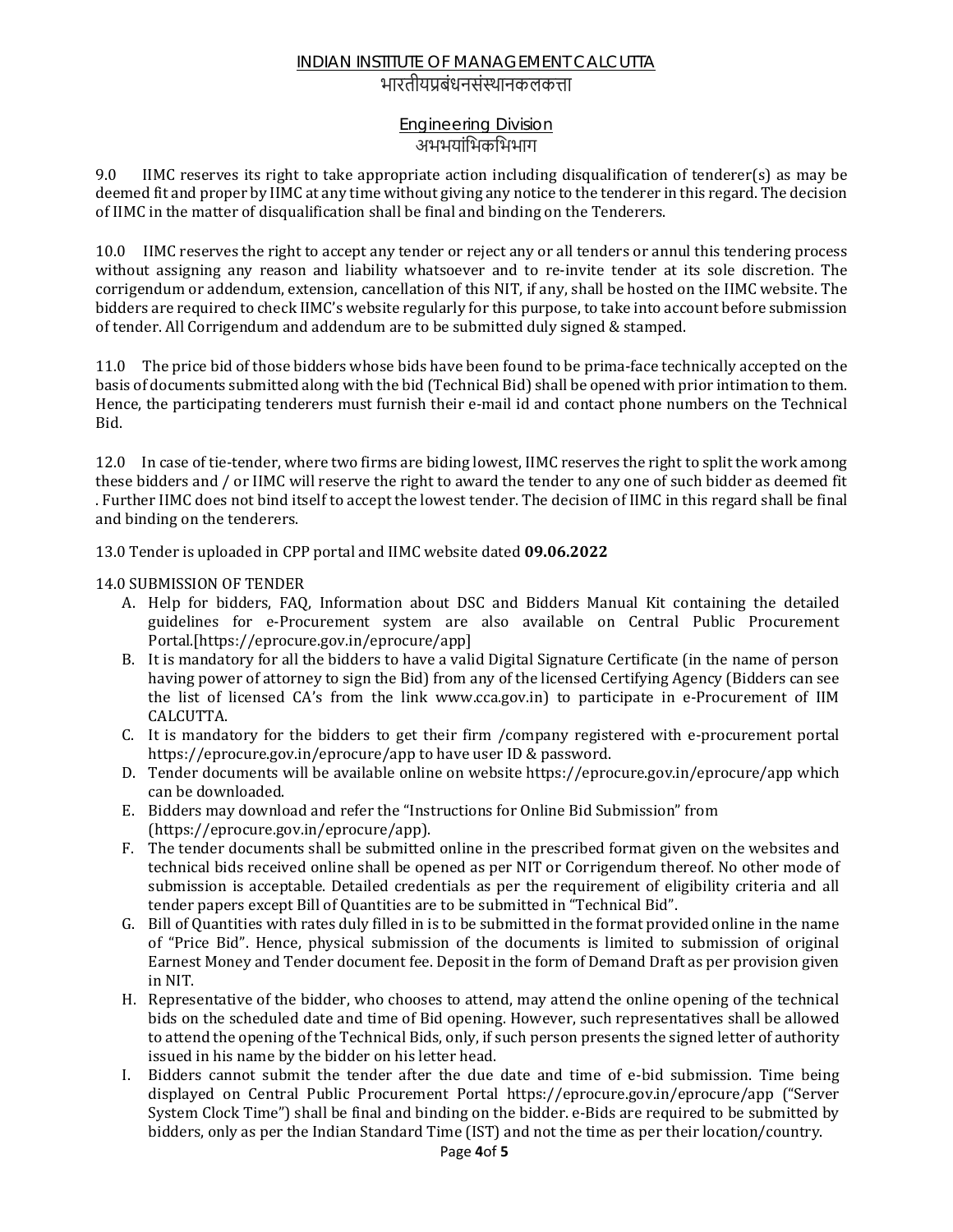INDIAN INSTITUTE OF MANAGEMENT CALCUTTA
भारतीयप्रबंधनसंस्थानकलकत्ता

Engineering Division
अभभयांभिकभिभाग

9.0 IIMC reserves its right to take appropriate action including disqualification of tenderer(s) as may be deemed fit and proper by IIMC at any time without giving any notice to the tenderer in this regard. The decision of IIMC in the matter of disqualification shall be final and binding on the Tenderers.

10.0 IIMC reserves the right to accept any tender or reject any or all tenders or annul this tendering process without assigning any reason and liability whatsoever and to re-invite tender at its sole discretion. The corrigendum or addendum, extension, cancellation of this NIT, if any, shall be hosted on the IIMC website. The bidders are required to check IIMC's website regularly for this purpose, to take into account before submission of tender. All Corrigendum and addendum are to be submitted duly signed & stamped.

11.0 The price bid of those bidders whose bids have been found to be prima-face technically accepted on the basis of documents submitted along with the bid (Technical Bid) shall be opened with prior intimation to them. Hence, the participating tenderers must furnish their e-mail id and contact phone numbers on the Technical Bid.

12.0 In case of tie-tender, where two firms are biding lowest, IIMC reserves the right to split the work among these bidders and / or IIMC will reserve the right to award the tender to any one of such bidder as deemed fit . Further IIMC does not bind itself to accept the lowest tender. The decision of IIMC in this regard shall be final and binding on the tenderers.

13.0 Tender is uploaded in CPP portal and IIMC website dated **09.06.2022**

14.0 SUBMISSION OF TENDER

A. Help for bidders, FAQ, Information about DSC and Bidders Manual Kit containing the detailed guidelines for e-Procurement system are also available on Central Public Procurement Portal.[https://eprocure.gov.in/eprocure/app]
B. It is mandatory for all the bidders to have a valid Digital Signature Certificate (in the name of person having power of attorney to sign the Bid) from any of the licensed Certifying Agency (Bidders can see the list of licensed CA's from the link www.cca.gov.in) to participate in e-Procurement of IIM CALCUTTA.
C. It is mandatory for the bidders to get their firm /company registered with e-procurement portal https://eprocure.gov.in/eprocure/app to have user ID & password.
D. Tender documents will be available online on website https://eprocure.gov.in/eprocure/app which can be downloaded.
E. Bidders may download and refer the "Instructions for Online Bid Submission" from (https://eprocure.gov.in/eprocure/app).
F. The tender documents shall be submitted online in the prescribed format given on the websites and technical bids received online shall be opened as per NIT or Corrigendum thereof. No other mode of submission is acceptable. Detailed credentials as per the requirement of eligibility criteria and all tender papers except Bill of Quantities are to be submitted in "Technical Bid".
G. Bill of Quantities with rates duly filled in is to be submitted in the format provided online in the name of "Price Bid". Hence, physical submission of the documents is limited to submission of original Earnest Money and Tender document fee. Deposit in the form of Demand Draft as per provision given in NIT.
H. Representative of the bidder, who chooses to attend, may attend the online opening of the technical bids on the scheduled date and time of Bid opening. However, such representatives shall be allowed to attend the opening of the Technical Bids, only, if such person presents the signed letter of authority issued in his name by the bidder on his letter head.
I. Bidders cannot submit the tender after the due date and time of e-bid submission. Time being displayed on Central Public Procurement Portal https://eprocure.gov.in/eprocure/app ("Server System Clock Time") shall be final and binding on the bidder. e-Bids are required to be submitted by bidders, only as per the Indian Standard Time (IST) and not the time as per their location/country.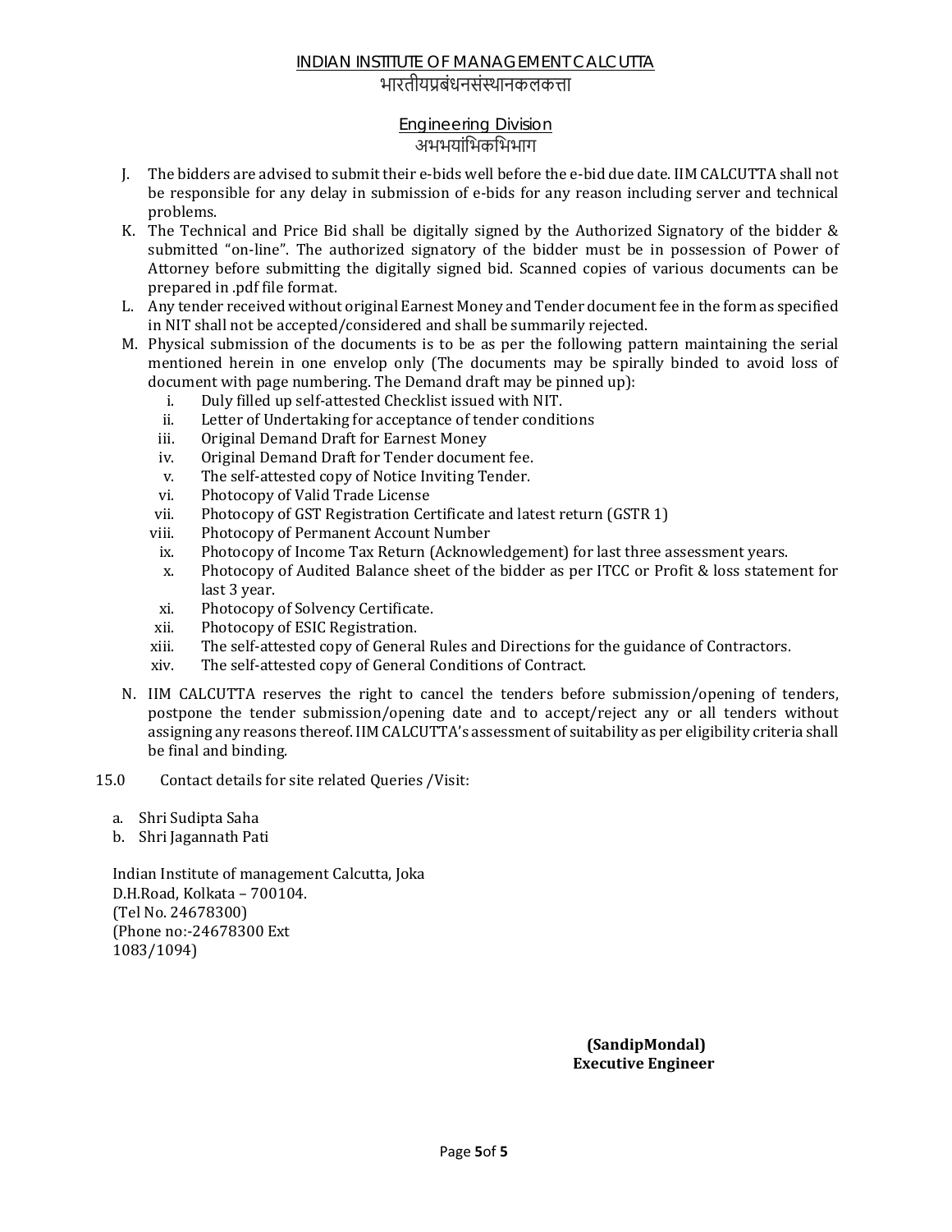INDIAN INSTITUTE OF MANAGEMENT CALCUTTA
भारतीयप्रबंधनसंस्थानकलकत्ता

Engineering Division
अभभयांभिकभिभाग

J. The bidders are advised to submit their e-bids well before the e-bid due date. IIM CALCUTTA shall not be responsible for any delay in submission of e-bids for any reason including server and technical problems.
K. The Technical and Price Bid shall be digitally signed by the Authorized Signatory of the bidder & submitted "on-line". The authorized signatory of the bidder must be in possession of Power of Attorney before submitting the digitally signed bid. Scanned copies of various documents can be prepared in .pdf file format.
L. Any tender received without original Earnest Money and Tender document fee in the form as specified in NIT shall not be accepted/considered and shall be summarily rejected.
M. Physical submission of the documents is to be as per the following pattern maintaining the serial mentioned herein in one envelop only (The documents may be spirally binded to avoid loss of document with page numbering. The Demand draft may be pinned up):
   i. Duly filled up self-attested Checklist issued with NIT.
   ii. Letter of Undertaking for acceptance of tender conditions
   iii. Original Demand Draft for Earnest Money
   iv. Original Demand Draft for Tender document fee.
   v. The self-attested copy of Notice Inviting Tender.
   vi. Photocopy of Valid Trade License
   vii. Photocopy of GST Registration Certificate and latest return (GSTR 1)
   viii. Photocopy of Permanent Account Number
   ix. Photocopy of Income Tax Return (Acknowledgement) for last three assessment years.
   x. Photocopy of Audited Balance sheet of the bidder as per ITCC or Profit & loss statement for last 3 year.
   xi. Photocopy of Solvency Certificate.
   xii. Photocopy of ESIC Registration.
   xiii. The self-attested copy of General Rules and Directions for the guidance of Contractors.
   xiv. The self-attested copy of General Conditions of Contract.
N. IIM CALCUTTA reserves the right to cancel the tenders before submission/opening of tenders, postpone the tender submission/opening date and to accept/reject any or all tenders without assigning any reasons thereof. IIM CALCUTTA's assessment of suitability as per eligibility criteria shall be final and binding.

15.0 Contact details for site related Queries /Visit:

a. Shri Sudipta Saha
b. Shri Jagannath Pati

Indian Institute of management Calcutta, Joka
D.H.Road, Kolkata – 700104.
(Tel No. 24678300)
(Phone no:-24678300 Ext
1083/1094)

**(SandipMondal)**
**Executive Engineer**